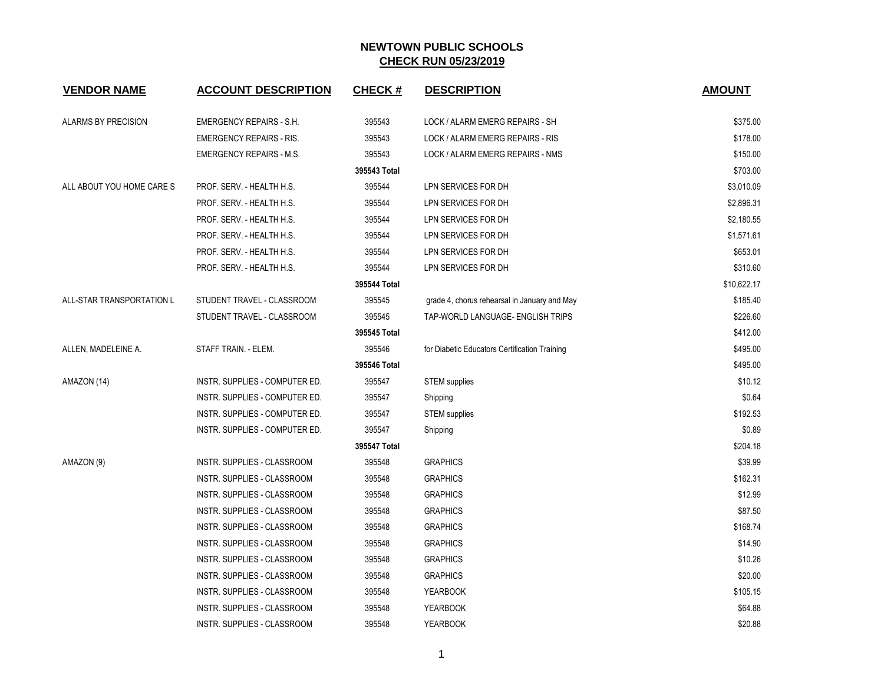# NEWTOWN PUBLIC SCHOOLS

## CHECK RUN 05/23/2019

| VENDOR NAME | ACCOUNT DESCRIPTION | CHECK # | DESCRIPTION | AMOUNT |
|---|---|---|---|---|
| ALARMS BY PRECISION | EMERGENCY REPAIRS - S.H. | 395543 | LOCK / ALARM EMERG REPAIRS - SH | $375.00 |
| | EMERGENCY REPAIRS - RIS. | 395543 | LOCK / ALARM EMERG REPAIRS - RIS | $178.00 |
| | EMERGENCY REPAIRS - M.S. | 395543 | LOCK / ALARM EMERG REPAIRS - NMS | $150.00 |
| | | **395543 Total** | | $703.00 |
| ALL ABOUT YOU HOME CARE S | PROF. SERV. - HEALTH H.S. | 395544 | LPN SERVICES FOR DH | $3,010.09 |
| | PROF. SERV. - HEALTH H.S. | 395544 | LPN SERVICES FOR DH | $2,896.31 |
| | PROF. SERV. - HEALTH H.S. | 395544 | LPN SERVICES FOR DH | $2,180.55 |
| | PROF. SERV. - HEALTH H.S. | 395544 | LPN SERVICES FOR DH | $1,571.61 |
| | PROF. SERV. - HEALTH H.S. | 395544 | LPN SERVICES FOR DH | $653.01 |
| | PROF. SERV. - HEALTH H.S. | 395544 | LPN SERVICES FOR DH | $310.60 |
| | | **395544 Total** | | $10,622.17 |
| ALL-STAR TRANSPORTATION L | STUDENT TRAVEL - CLASSROOM | 395545 | grade 4, chorus rehearsal in January and May | $185.40 |
| | STUDENT TRAVEL - CLASSROOM | 395545 | TAP-WORLD LANGUAGE- ENGLISH TRIPS | $226.60 |
| | | **395545 Total** | | $412.00 |
| ALLEN, MADELEINE A. | STAFF TRAIN. - ELEM. | 395546 | for Diabetic Educators Certification Training | $495.00 |
| | | **395546 Total** | | $495.00 |
| AMAZON (14) | INSTR. SUPPLIES - COMPUTER ED. | 395547 | STEM supplies | $10.12 |
| | INSTR. SUPPLIES - COMPUTER ED. | 395547 | Shipping | $0.64 |
| | INSTR. SUPPLIES - COMPUTER ED. | 395547 | STEM supplies | $192.53 |
| | INSTR. SUPPLIES - COMPUTER ED. | 395547 | Shipping | $0.89 |
| | | **395547 Total** | | $204.18 |
| AMAZON (9) | INSTR. SUPPLIES - CLASSROOM | 395548 | GRAPHICS | $39.99 |
| | INSTR. SUPPLIES - CLASSROOM | 395548 | GRAPHICS | $162.31 |
| | INSTR. SUPPLIES - CLASSROOM | 395548 | GRAPHICS | $12.99 |
| | INSTR. SUPPLIES - CLASSROOM | 395548 | GRAPHICS | $87.50 |
| | INSTR. SUPPLIES - CLASSROOM | 395548 | GRAPHICS | $168.74 |
| | INSTR. SUPPLIES - CLASSROOM | 395548 | GRAPHICS | $14.90 |
| | INSTR. SUPPLIES - CLASSROOM | 395548 | GRAPHICS | $10.26 |
| | INSTR. SUPPLIES - CLASSROOM | 395548 | GRAPHICS | $20.00 |
| | INSTR. SUPPLIES - CLASSROOM | 395548 | YEARBOOK | $105.15 |
| | INSTR. SUPPLIES - CLASSROOM | 395548 | YEARBOOK | $64.88 |
| | INSTR. SUPPLIES - CLASSROOM | 395548 | YEARBOOK | $20.88 |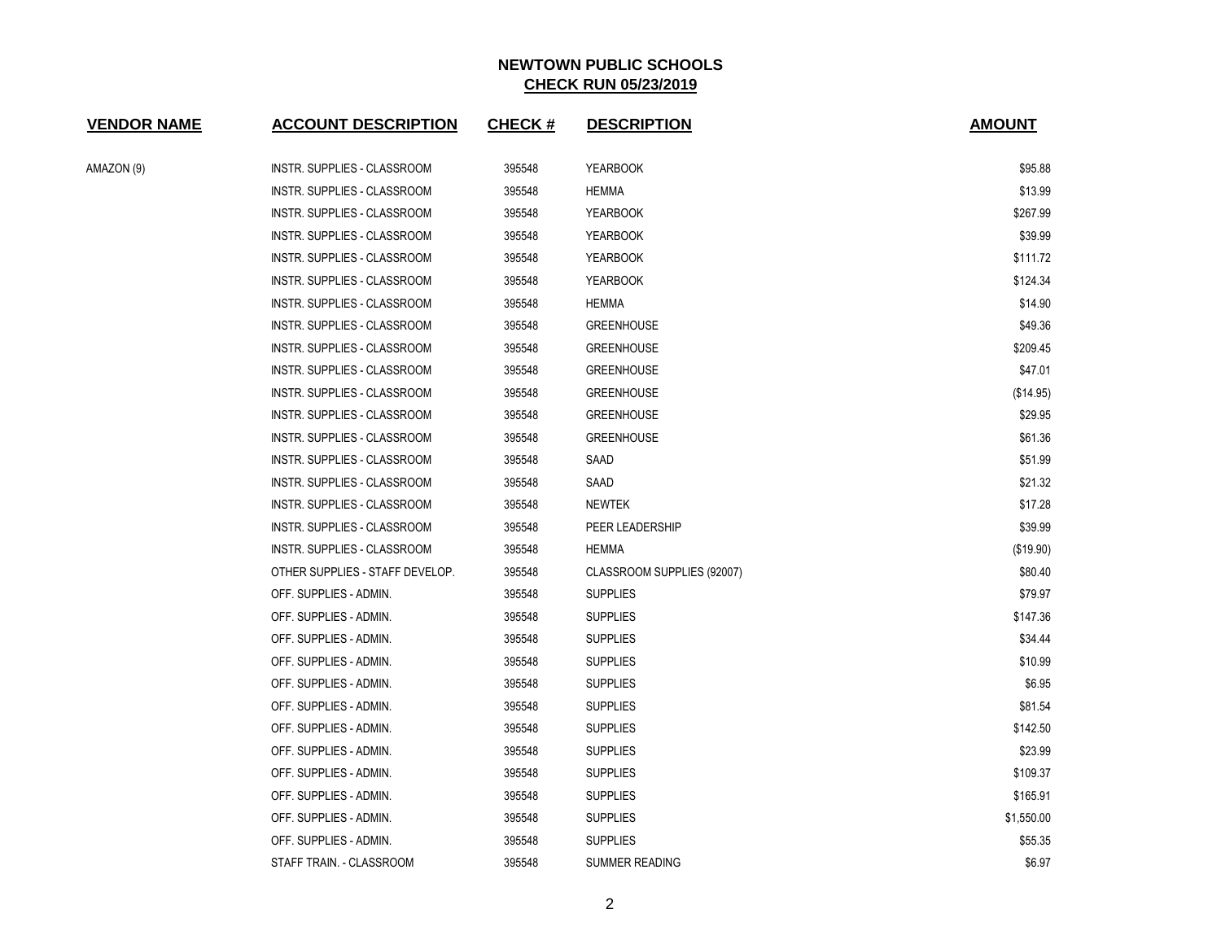# NEWTOWN PUBLIC SCHOOLS

## CHECK RUN 05/23/2019

| VENDOR NAME | ACCOUNT DESCRIPTION | CHECK # | DESCRIPTION | AMOUNT |
|---|---|---|---|---|
| AMAZON (9) | INSTR. SUPPLIES - CLASSROOM | 395548 | YEARBOOK | $95.88 |
| | INSTR. SUPPLIES - CLASSROOM | 395548 | HEMMA | $13.99 |
| | INSTR. SUPPLIES - CLASSROOM | 395548 | YEARBOOK | $267.99 |
| | INSTR. SUPPLIES - CLASSROOM | 395548 | YEARBOOK | $39.99 |
| | INSTR. SUPPLIES - CLASSROOM | 395548 | YEARBOOK | $111.72 |
| | INSTR. SUPPLIES - CLASSROOM | 395548 | YEARBOOK | $124.34 |
| | INSTR. SUPPLIES - CLASSROOM | 395548 | HEMMA | $14.90 |
| | INSTR. SUPPLIES - CLASSROOM | 395548 | GREENHOUSE | $49.36 |
| | INSTR. SUPPLIES - CLASSROOM | 395548 | GREENHOUSE | $209.45 |
| | INSTR. SUPPLIES - CLASSROOM | 395548 | GREENHOUSE | $47.01 |
| | INSTR. SUPPLIES - CLASSROOM | 395548 | GREENHOUSE | ($14.95) |
| | INSTR. SUPPLIES - CLASSROOM | 395548 | GREENHOUSE | $29.95 |
| | INSTR. SUPPLIES - CLASSROOM | 395548 | GREENHOUSE | $61.36 |
| | INSTR. SUPPLIES - CLASSROOM | 395548 | SAAD | $51.99 |
| | INSTR. SUPPLIES - CLASSROOM | 395548 | SAAD | $21.32 |
| | INSTR. SUPPLIES - CLASSROOM | 395548 | NEWTEK | $17.28 |
| | INSTR. SUPPLIES - CLASSROOM | 395548 | PEER LEADERSHIP | $39.99 |
| | INSTR. SUPPLIES - CLASSROOM | 395548 | HEMMA | ($19.90) |
| | OTHER SUPPLIES - STAFF DEVELOP. | 395548 | CLASSROOM SUPPLIES (92007) | $80.40 |
| | OFF. SUPPLIES - ADMIN. | 395548 | SUPPLIES | $79.97 |
| | OFF. SUPPLIES - ADMIN. | 395548 | SUPPLIES | $147.36 |
| | OFF. SUPPLIES - ADMIN. | 395548 | SUPPLIES | $34.44 |
| | OFF. SUPPLIES - ADMIN. | 395548 | SUPPLIES | $10.99 |
| | OFF. SUPPLIES - ADMIN. | 395548 | SUPPLIES | $6.95 |
| | OFF. SUPPLIES - ADMIN. | 395548 | SUPPLIES | $81.54 |
| | OFF. SUPPLIES - ADMIN. | 395548 | SUPPLIES | $142.50 |
| | OFF. SUPPLIES - ADMIN. | 395548 | SUPPLIES | $23.99 |
| | OFF. SUPPLIES - ADMIN. | 395548 | SUPPLIES | $109.37 |
| | OFF. SUPPLIES - ADMIN. | 395548 | SUPPLIES | $165.91 |
| | OFF. SUPPLIES - ADMIN. | 395548 | SUPPLIES | $1,550.00 |
| | OFF. SUPPLIES - ADMIN. | 395548 | SUPPLIES | $55.35 |
| | STAFF TRAIN. - CLASSROOM | 395548 | SUMMER READING | $6.97 |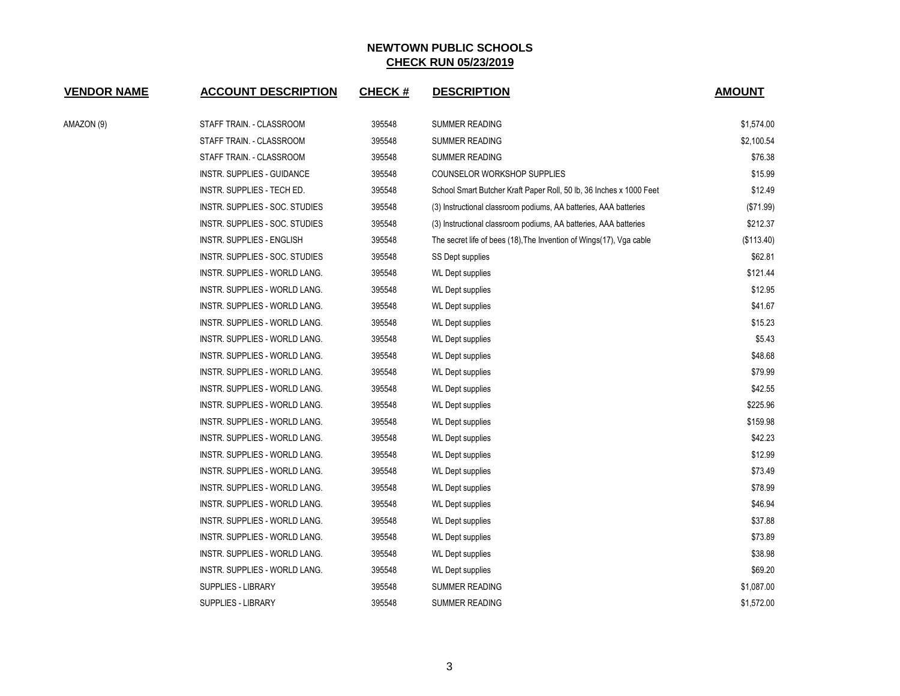## NEWTOWN PUBLIC SCHOOLS
## CHECK RUN 05/23/2019

| VENDOR NAME | ACCOUNT DESCRIPTION | CHECK # | DESCRIPTION | AMOUNT |
|---|---|---|---|---|
| AMAZON (9) | STAFF TRAIN. - CLASSROOM | 395548 | SUMMER READING | $1,574.00 |
| | STAFF TRAIN. - CLASSROOM | 395548 | SUMMER READING | $2,100.54 |
| | STAFF TRAIN. - CLASSROOM | 395548 | SUMMER READING | $76.38 |
| | INSTR. SUPPLIES - GUIDANCE | 395548 | COUNSELOR WORKSHOP SUPPLIES | $15.99 |
| | INSTR. SUPPLIES - TECH ED. | 395548 | School Smart Butcher Kraft Paper Roll, 50 lb, 36 Inches x 1000 Feet | $12.49 |
| | INSTR. SUPPLIES - SOC. STUDIES | 395548 | (3) Instructional classroom podiums, AA batteries, AAA batteries | ($71.99) |
| | INSTR. SUPPLIES - SOC. STUDIES | 395548 | (3) Instructional classroom podiums, AA batteries, AAA batteries | $212.37 |
| | INSTR. SUPPLIES - ENGLISH | 395548 | The secret life of bees (18),The Invention of Wings(17), Vga cable | ($113.40) |
| | INSTR. SUPPLIES - SOC. STUDIES | 395548 | SS Dept supplies | $62.81 |
| | INSTR. SUPPLIES - WORLD LANG. | 395548 | WL Dept supplies | $121.44 |
| | INSTR. SUPPLIES - WORLD LANG. | 395548 | WL Dept supplies | $12.95 |
| | INSTR. SUPPLIES - WORLD LANG. | 395548 | WL Dept supplies | $41.67 |
| | INSTR. SUPPLIES - WORLD LANG. | 395548 | WL Dept supplies | $15.23 |
| | INSTR. SUPPLIES - WORLD LANG. | 395548 | WL Dept supplies | $5.43 |
| | INSTR. SUPPLIES - WORLD LANG. | 395548 | WL Dept supplies | $48.68 |
| | INSTR. SUPPLIES - WORLD LANG. | 395548 | WL Dept supplies | $79.99 |
| | INSTR. SUPPLIES - WORLD LANG. | 395548 | WL Dept supplies | $42.55 |
| | INSTR. SUPPLIES - WORLD LANG. | 395548 | WL Dept supplies | $225.96 |
| | INSTR. SUPPLIES - WORLD LANG. | 395548 | WL Dept supplies | $159.98 |
| | INSTR. SUPPLIES - WORLD LANG. | 395548 | WL Dept supplies | $42.23 |
| | INSTR. SUPPLIES - WORLD LANG. | 395548 | WL Dept supplies | $12.99 |
| | INSTR. SUPPLIES - WORLD LANG. | 395548 | WL Dept supplies | $73.49 |
| | INSTR. SUPPLIES - WORLD LANG. | 395548 | WL Dept supplies | $78.99 |
| | INSTR. SUPPLIES - WORLD LANG. | 395548 | WL Dept supplies | $46.94 |
| | INSTR. SUPPLIES - WORLD LANG. | 395548 | WL Dept supplies | $37.88 |
| | INSTR. SUPPLIES - WORLD LANG. | 395548 | WL Dept supplies | $73.89 |
| | INSTR. SUPPLIES - WORLD LANG. | 395548 | WL Dept supplies | $38.98 |
| | INSTR. SUPPLIES - WORLD LANG. | 395548 | WL Dept supplies | $69.20 |
| | SUPPLIES - LIBRARY | 395548 | SUMMER READING | $1,087.00 |
| | SUPPLIES - LIBRARY | 395548 | SUMMER READING | $1,572.00 |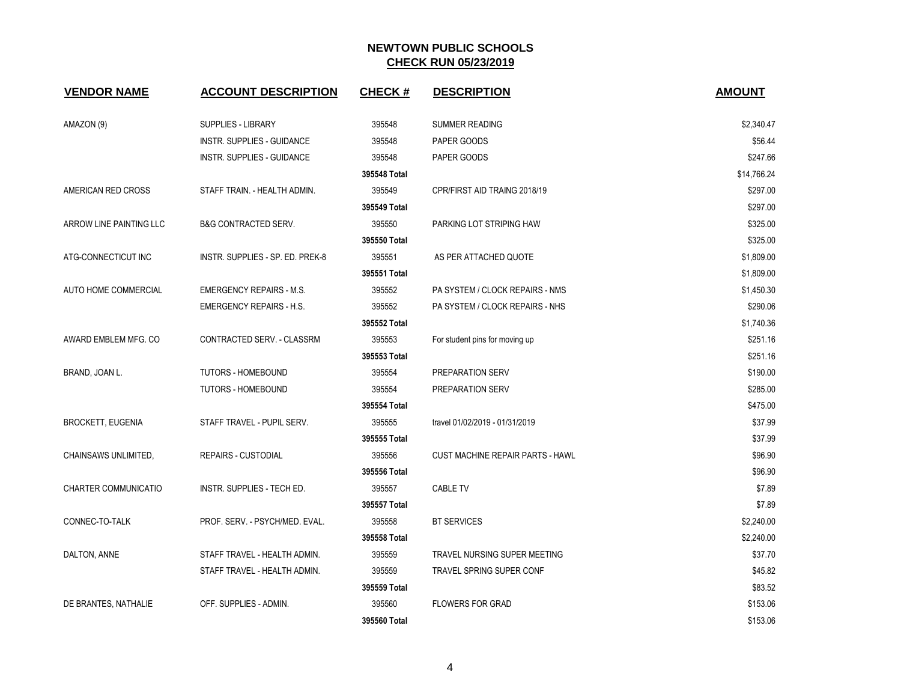# NEWTOWN PUBLIC SCHOOLS

## CHECK RUN 05/23/2019

| VENDOR NAME | ACCOUNT DESCRIPTION | CHECK # | DESCRIPTION | AMOUNT |
|---|---|---|---|---|
| AMAZON (9) | SUPPLIES - LIBRARY | 395548 | SUMMER READING | $2,340.47 |
| | INSTR. SUPPLIES - GUIDANCE | 395548 | PAPER GOODS | $56.44 |
| | INSTR. SUPPLIES - GUIDANCE | 395548 | PAPER GOODS | $247.66 |
| | | **395548 Total** | | $14,766.24 |
| AMERICAN RED CROSS | STAFF TRAIN. - HEALTH ADMIN. | 395549 | CPR/FIRST AID TRAING 2018/19 | $297.00 |
| | | **395549 Total** | | $297.00 |
| ARROW LINE PAINTING LLC | B&G CONTRACTED SERV. | 395550 | PARKING LOT STRIPING HAW | $325.00 |
| | | **395550 Total** | | $325.00 |
| ATG-CONNECTICUT INC | INSTR. SUPPLIES - SP. ED. PREK-8 | 395551 | AS PER ATTACHED QUOTE | $1,809.00 |
| | | **395551 Total** | | $1,809.00 |
| AUTO HOME COMMERCIAL | EMERGENCY REPAIRS - M.S. | 395552 | PA SYSTEM / CLOCK REPAIRS - NMS | $1,450.30 |
| | EMERGENCY REPAIRS - H.S. | 395552 | PA SYSTEM / CLOCK REPAIRS - NHS | $290.06 |
| | | **395552 Total** | | $1,740.36 |
| AWARD EMBLEM MFG. CO | CONTRACTED SERV. - CLASSRM | 395553 | For student pins for moving up | $251.16 |
| | | **395553 Total** | | $251.16 |
| BRAND, JOAN L. | TUTORS - HOMEBOUND | 395554 | PREPARATION SERV | $190.00 |
| | TUTORS - HOMEBOUND | 395554 | PREPARATION SERV | $285.00 |
| | | **395554 Total** | | $475.00 |
| BROCKETT, EUGENIA | STAFF TRAVEL - PUPIL SERV. | 395555 | travel 01/02/2019 - 01/31/2019 | $37.99 |
| | | **395555 Total** | | $37.99 |
| CHAINSAWS UNLIMITED, | REPAIRS - CUSTODIAL | 395556 | CUST MACHINE REPAIR PARTS - HAWL | $96.90 |
| | | **395556 Total** | | $96.90 |
| CHARTER COMMUNICATIO | INSTR. SUPPLIES - TECH ED. | 395557 | CABLE TV | $7.89 |
| | | **395557 Total** | | $7.89 |
| CONNEC-TO-TALK | PROF. SERV. - PSYCH/MED. EVAL. | 395558 | BT SERVICES | $2,240.00 |
| | | **395558 Total** | | $2,240.00 |
| DALTON, ANNE | STAFF TRAVEL - HEALTH ADMIN. | 395559 | TRAVEL NURSING SUPER MEETING | $37.70 |
| | STAFF TRAVEL - HEALTH ADMIN. | 395559 | TRAVEL SPRING SUPER CONF | $45.82 |
| | | **395559 Total** | | $83.52 |
| DE BRANTES, NATHALIE | OFF. SUPPLIES - ADMIN. | 395560 | FLOWERS FOR GRAD | $153.06 |
| | | **395560 Total** | | $153.06 |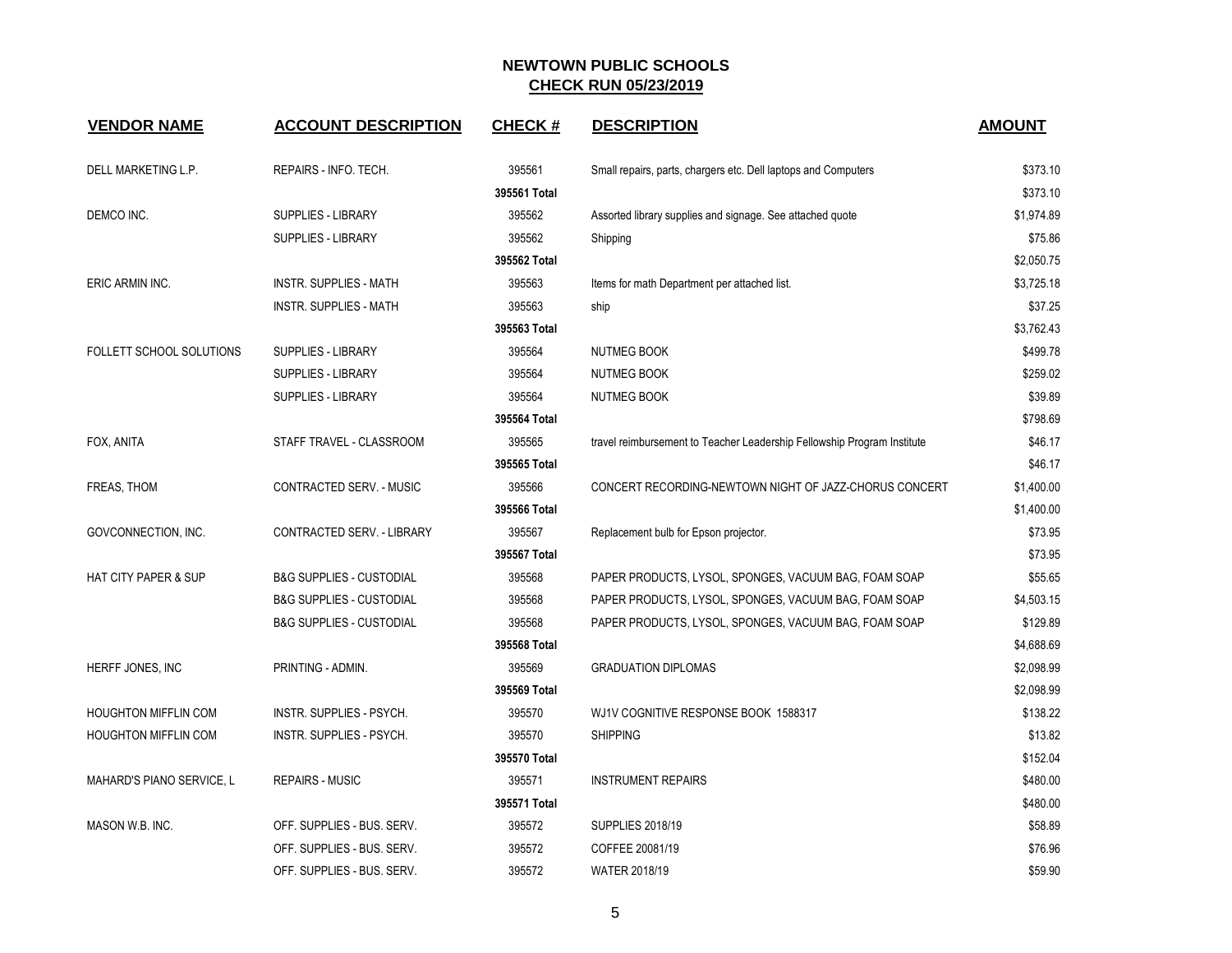# NEWTOWN PUBLIC SCHOOLS

## CHECK RUN 05/23/2019

| VENDOR NAME | ACCOUNT DESCRIPTION | CHECK # | DESCRIPTION | AMOUNT |
|---|---|---|---|---|
| DELL MARKETING L.P. | REPAIRS - INFO. TECH. | 395561 | Small repairs, parts, chargers etc. Dell laptops and Computers | $373.10 |
| | | 395561 Total | | $373.10 |
| DEMCO INC. | SUPPLIES - LIBRARY | 395562 | Assorted library supplies and signage. See attached quote | $1,974.89 |
| | SUPPLIES - LIBRARY | 395562 | Shipping | $75.86 |
| | | 395562 Total | | $2,050.75 |
| ERIC ARMIN INC. | INSTR. SUPPLIES - MATH | 395563 | Items for math Department per attached list. | $3,725.18 |
| | INSTR. SUPPLIES - MATH | 395563 | ship | $37.25 |
| | | 395563 Total | | $3,762.43 |
| FOLLETT SCHOOL SOLUTIONS | SUPPLIES - LIBRARY | 395564 | NUTMEG BOOK | $499.78 |
| | SUPPLIES - LIBRARY | 395564 | NUTMEG BOOK | $259.02 |
| | SUPPLIES - LIBRARY | 395564 | NUTMEG BOOK | $39.89 |
| | | 395564 Total | | $798.69 |
| FOX, ANITA | STAFF TRAVEL - CLASSROOM | 395565 | travel reimbursement to Teacher Leadership Fellowship Program Institute | $46.17 |
| | | 395565 Total | | $46.17 |
| FREAS, THOM | CONTRACTED SERV. - MUSIC | 395566 | CONCERT RECORDING-NEWTOWN NIGHT OF JAZZ-CHORUS CONCERT | $1,400.00 |
| | | 395566 Total | | $1,400.00 |
| GOVCONNECTION, INC. | CONTRACTED SERV. - LIBRARY | 395567 | Replacement bulb for Epson projector. | $73.95 |
| | | 395567 Total | | $73.95 |
| HAT CITY PAPER & SUP | B&G SUPPLIES - CUSTODIAL | 395568 | PAPER PRODUCTS, LYSOL, SPONGES, VACUUM BAG, FOAM SOAP | $55.65 |
| | B&G SUPPLIES - CUSTODIAL | 395568 | PAPER PRODUCTS, LYSOL, SPONGES, VACUUM BAG, FOAM SOAP | $4,503.15 |
| | B&G SUPPLIES - CUSTODIAL | 395568 | PAPER PRODUCTS, LYSOL, SPONGES, VACUUM BAG, FOAM SOAP | $129.89 |
| | | 395568 Total | | $4,688.69 |
| HERFF JONES, INC | PRINTING - ADMIN. | 395569 | GRADUATION DIPLOMAS | $2,098.99 |
| | | 395569 Total | | $2,098.99 |
| HOUGHTON MIFFLIN COM | INSTR. SUPPLIES - PSYCH. | 395570 | WJ1V COGNITIVE RESPONSE BOOK 1588317 | $138.22 |
| HOUGHTON MIFFLIN COM | INSTR. SUPPLIES - PSYCH. | 395570 | SHIPPING | $13.82 |
| | | 395570 Total | | $152.04 |
| MAHARD'S PIANO SERVICE, L | REPAIRS - MUSIC | 395571 | INSTRUMENT REPAIRS | $480.00 |
| | | 395571 Total | | $480.00 |
| MASON W.B. INC. | OFF. SUPPLIES - BUS. SERV. | 395572 | SUPPLIES 2018/19 | $58.89 |
| | OFF. SUPPLIES - BUS. SERV. | 395572 | COFFEE 20081/19 | $76.96 |
| | OFF. SUPPLIES - BUS. SERV. | 395572 | WATER 2018/19 | $59.90 |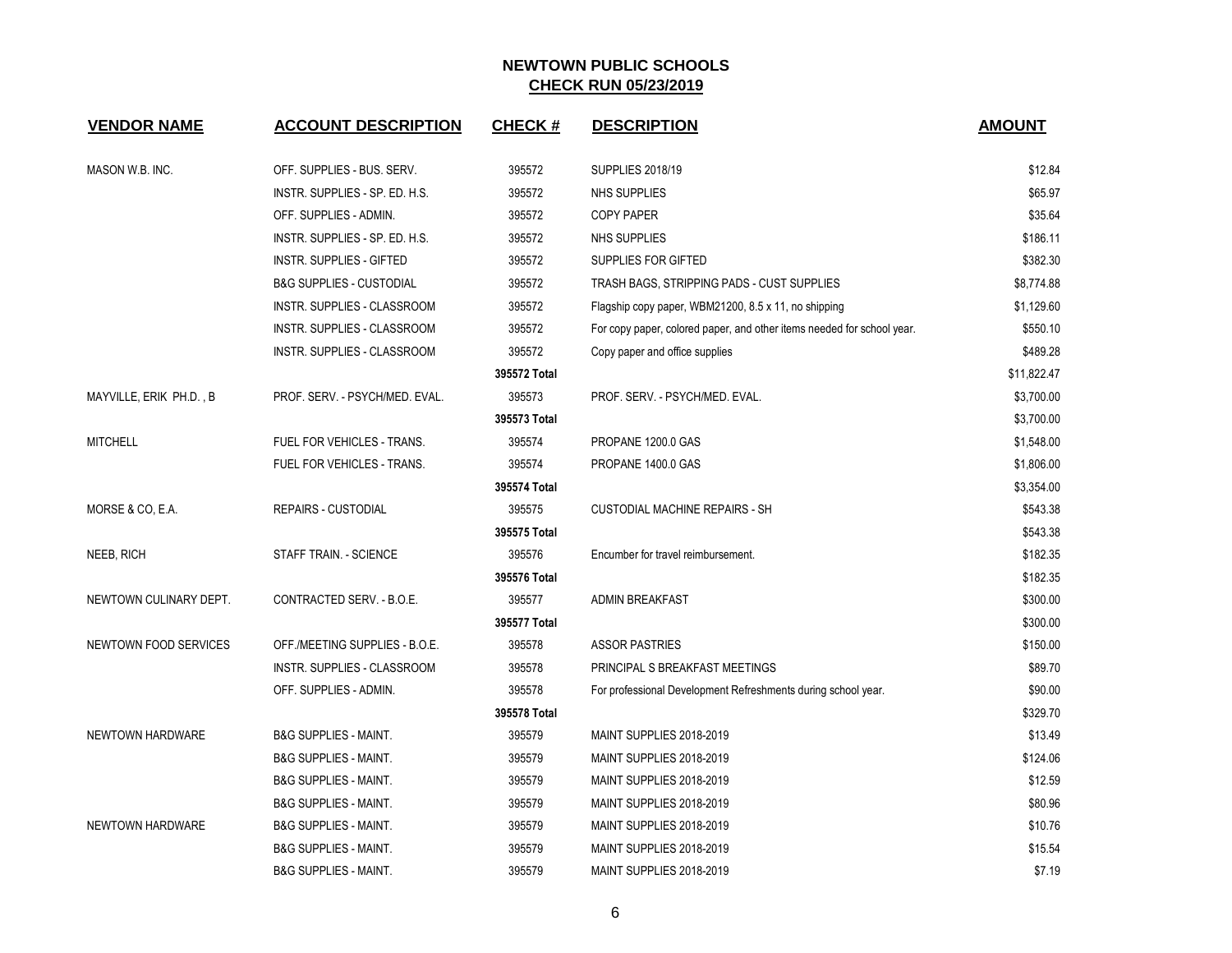# NEWTOWN PUBLIC SCHOOLS

## CHECK RUN 05/23/2019

| VENDOR NAME | ACCOUNT DESCRIPTION | CHECK # | DESCRIPTION | AMOUNT |
|---|---|---|---|---|
| MASON W.B. INC. | OFF. SUPPLIES - BUS. SERV. | 395572 | SUPPLIES 2018/19 | $12.84 |
| | INSTR. SUPPLIES - SP. ED. H.S. | 395572 | NHS SUPPLIES | $65.97 |
| | OFF. SUPPLIES - ADMIN. | 395572 | COPY PAPER | $35.64 |
| | INSTR. SUPPLIES - SP. ED. H.S. | 395572 | NHS SUPPLIES | $186.11 |
| | INSTR. SUPPLIES - GIFTED | 395572 | SUPPLIES FOR GIFTED | $382.30 |
| | B&G SUPPLIES - CUSTODIAL | 395572 | TRASH BAGS, STRIPPING PADS - CUST SUPPLIES | $8,774.88 |
| | INSTR. SUPPLIES - CLASSROOM | 395572 | Flagship copy paper, WBM21200, 8.5 x 11, no shipping | $1,129.60 |
| | INSTR. SUPPLIES - CLASSROOM | 395572 | For copy paper, colored paper, and other items needed for school year. | $550.10 |
| | INSTR. SUPPLIES - CLASSROOM | 395572 | Copy paper and office supplies | $489.28 |
| | | 395572 Total | | $11,822.47 |
| MAYVILLE, ERIK PH.D. , B | PROF. SERV. - PSYCH/MED. EVAL. | 395573 | PROF. SERV. - PSYCH/MED. EVAL. | $3,700.00 |
| | | 395573 Total | | $3,700.00 |
| MITCHELL | FUEL FOR VEHICLES - TRANS. | 395574 | PROPANE 1200.0 GAS | $1,548.00 |
| | FUEL FOR VEHICLES - TRANS. | 395574 | PROPANE 1400.0 GAS | $1,806.00 |
| | | 395574 Total | | $3,354.00 |
| MORSE & CO, E.A. | REPAIRS - CUSTODIAL | 395575 | CUSTODIAL MACHINE REPAIRS - SH | $543.38 |
| | | 395575 Total | | $543.38 |
| NEEB, RICH | STAFF TRAIN. - SCIENCE | 395576 | Encumber for travel reimbursement. | $182.35 |
| | | 395576 Total | | $182.35 |
| NEWTOWN CULINARY DEPT. | CONTRACTED SERV. - B.O.E. | 395577 | ADMIN BREAKFAST | $300.00 |
| | | 395577 Total | | $300.00 |
| NEWTOWN FOOD SERVICES | OFF./MEETING SUPPLIES - B.O.E. | 395578 | ASSOR PASTRIES | $150.00 |
| | INSTR. SUPPLIES - CLASSROOM | 395578 | PRINCIPAL S BREAKFAST MEETINGS | $89.70 |
| | OFF. SUPPLIES - ADMIN. | 395578 | For professional Development Refreshments during school year. | $90.00 |
| | | 395578 Total | | $329.70 |
| NEWTOWN HARDWARE | B&G SUPPLIES - MAINT. | 395579 | MAINT SUPPLIES 2018-2019 | $13.49 |
| | B&G SUPPLIES - MAINT. | 395579 | MAINT SUPPLIES 2018-2019 | $124.06 |
| | B&G SUPPLIES - MAINT. | 395579 | MAINT SUPPLIES 2018-2019 | $12.59 |
| | B&G SUPPLIES - MAINT. | 395579 | MAINT SUPPLIES 2018-2019 | $80.96 |
| NEWTOWN HARDWARE | B&G SUPPLIES - MAINT. | 395579 | MAINT SUPPLIES 2018-2019 | $10.76 |
| | B&G SUPPLIES - MAINT. | 395579 | MAINT SUPPLIES 2018-2019 | $15.54 |
| | B&G SUPPLIES - MAINT. | 395579 | MAINT SUPPLIES 2018-2019 | $7.19 |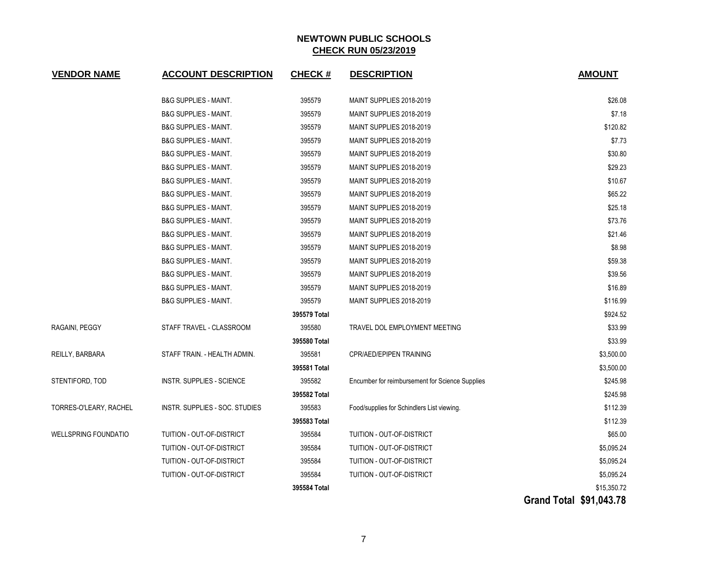**NEWTOWN PUBLIC SCHOOLS**
**CHECK RUN 05/23/2019**

| VENDOR NAME | ACCOUNT DESCRIPTION | CHECK # | DESCRIPTION | AMOUNT |
|---|---|---|---|---|
| | B&G SUPPLIES - MAINT. | 395579 | MAINT SUPPLIES 2018-2019 | $26.08 |
| | B&G SUPPLIES - MAINT. | 395579 | MAINT SUPPLIES 2018-2019 | $7.18 |
| | B&G SUPPLIES - MAINT. | 395579 | MAINT SUPPLIES 2018-2019 | $120.82 |
| | B&G SUPPLIES - MAINT. | 395579 | MAINT SUPPLIES 2018-2019 | $7.73 |
| | B&G SUPPLIES - MAINT. | 395579 | MAINT SUPPLIES 2018-2019 | $30.80 |
| | B&G SUPPLIES - MAINT. | 395579 | MAINT SUPPLIES 2018-2019 | $29.23 |
| | B&G SUPPLIES - MAINT. | 395579 | MAINT SUPPLIES 2018-2019 | $10.67 |
| | B&G SUPPLIES - MAINT. | 395579 | MAINT SUPPLIES 2018-2019 | $65.22 |
| | B&G SUPPLIES - MAINT. | 395579 | MAINT SUPPLIES 2018-2019 | $25.18 |
| | B&G SUPPLIES - MAINT. | 395579 | MAINT SUPPLIES 2018-2019 | $73.76 |
| | B&G SUPPLIES - MAINT. | 395579 | MAINT SUPPLIES 2018-2019 | $21.46 |
| | B&G SUPPLIES - MAINT. | 395579 | MAINT SUPPLIES 2018-2019 | $8.98 |
| | B&G SUPPLIES - MAINT. | 395579 | MAINT SUPPLIES 2018-2019 | $59.38 |
| | B&G SUPPLIES - MAINT. | 395579 | MAINT SUPPLIES 2018-2019 | $39.56 |
| | B&G SUPPLIES - MAINT. | 395579 | MAINT SUPPLIES 2018-2019 | $16.89 |
| | B&G SUPPLIES - MAINT. | 395579 | MAINT SUPPLIES 2018-2019 | $116.99 |
| | | **395579 Total** | | $924.52 |
| RAGAINI, PEGGY | STAFF TRAVEL - CLASSROOM | 395580 | TRAVEL DOL EMPLOYMENT MEETING | $33.99 |
| | | **395580 Total** | | $33.99 |
| REILLY, BARBARA | STAFF TRAIN. - HEALTH ADMIN. | 395581 | CPR/AED/EPIPEN TRAINING | $3,500.00 |
| | | **395581 Total** | | $3,500.00 |
| STENTIFORD, TOD | INSTR. SUPPLIES - SCIENCE | 395582 | Encumber for reimbursement for Science Supplies | $245.98 |
| | | **395582 Total** | | $245.98 |
| TORRES-O'LEARY, RACHEL | INSTR. SUPPLIES - SOC. STUDIES | 395583 | Food/supplies for Schindlers List viewing. | $112.39 |
| | | **395583 Total** | | $112.39 |
| WELLSPRING FOUNDATIO | TUITION - OUT-OF-DISTRICT | 395584 | TUITION - OUT-OF-DISTRICT | $65.00 |
| | TUITION - OUT-OF-DISTRICT | 395584 | TUITION - OUT-OF-DISTRICT | $5,095.24 |
| | TUITION - OUT-OF-DISTRICT | 395584 | TUITION - OUT-OF-DISTRICT | $5,095.24 |
| | TUITION - OUT-OF-DISTRICT | 395584 | TUITION - OUT-OF-DISTRICT | $5,095.24 |
| | | **395584 Total** | | $15,350.72 |
| | | | **Grand Total** | **$91,043.78** |